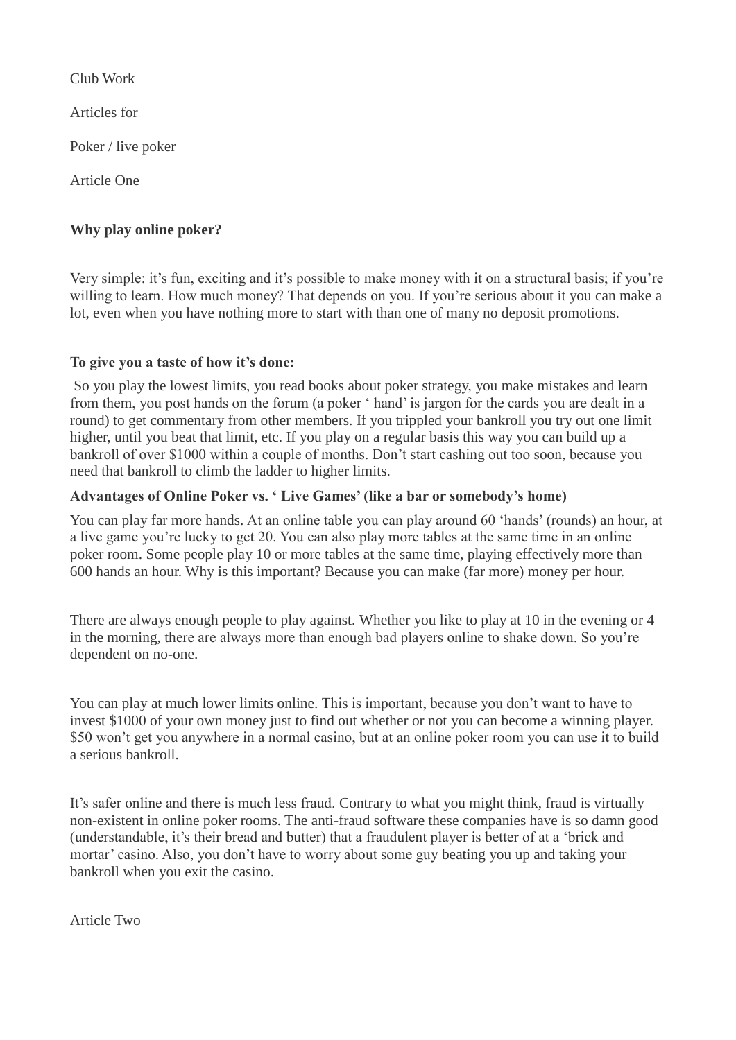Club Work

Articles for

Poker / live poker

Article One

**Why play online poker?**

Very simple: it's fun, exciting and it's possible to make money with it on a structural basis; if you're willing to learn. How much money? That depends on you. If you're serious about it you can make a lot, even when you have nothing more to start with than one of many no deposit promotions.

**To give you a taste of how it's done:**

So you play the lowest limits, you read books about poker strategy, you make mistakes and learn from them, you post hands on the forum (a poker ' hand' is jargon for the cards you are dealt in a round) to get commentary from other members. If you trippled your bankroll you try out one limit higher, until you beat that limit, etc. If you play on a regular basis this way you can build up a bankroll of over $1000 within a couple of months. Don't start cashing out too soon, because you need that bankroll to climb the ladder to higher limits.

**Advantages of Online Poker vs. ' Live Games' (like a bar or somebody's home)**

You can play far more hands. At an online table you can play around 60 'hands' (rounds) an hour, at a live game you're lucky to get 20. You can also play more tables at the same time in an online poker room. Some people play 10 or more tables at the same time, playing effectively more than 600 hands an hour. Why is this important? Because you can make (far more) money per hour.

There are always enough people to play against. Whether you like to play at 10 in the evening or 4 in the morning, there are always more than enough bad players online to shake down. So you're dependent on no-one.

You can play at much lower limits online. This is important, because you don't want to have to invest $1000 of your own money just to find out whether or not you can become a winning player. $50 won't get you anywhere in a normal casino, but at an online poker room you can use it to build a serious bankroll.

It's safer online and there is much less fraud. Contrary to what you might think, fraud is virtually non-existent in online poker rooms. The anti-fraud software these companies have is so damn good (understandable, it's their bread and butter) that a fraudulent player is better of at a 'brick and mortar' casino. Also, you don't have to worry about some guy beating you up and taking your bankroll when you exit the casino.

Article Two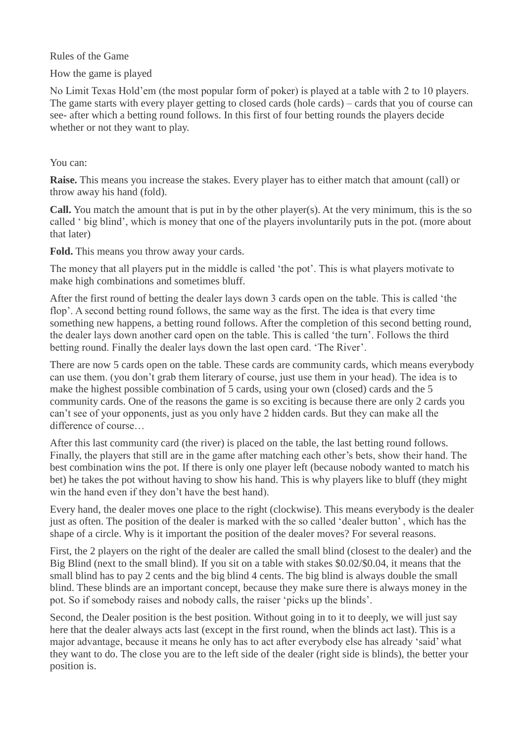Rules of the Game

How the game is played

No Limit Texas Hold'em (the most popular form of poker) is played at a table with 2 to 10 players. The game starts with every player getting to closed cards (hole cards) – cards that you of course can see- after which a betting round follows. In this first of four betting rounds the players decide whether or not they want to play.

You can:

**Raise.** This means you increase the stakes. Every player has to either match that amount (call) or throw away his hand (fold).

**Call.** You match the amount that is put in by the other player(s). At the very minimum, this is the so called ' big blind', which is money that one of the players involuntarily puts in the pot. (more about that later)

**Fold.** This means you throw away your cards.

The money that all players put in the middle is called 'the pot'. This is what players motivate to make high combinations and sometimes bluff.

After the first round of betting the dealer lays down 3 cards open on the table. This is called 'the flop'. A second betting round follows, the same way as the first. The idea is that every time something new happens, a betting round follows. After the completion of this second betting round, the dealer lays down another card open on the table. This is called 'the turn'. Follows the third betting round. Finally the dealer lays down the last open card. 'The River'.

There are now 5 cards open on the table. These cards are community cards, which means everybody can use them. (you don't grab them literary of course, just use them in your head). The idea is to make the highest possible combination of 5 cards, using your own (closed) cards and the 5 community cards. One of the reasons the game is so exciting is because there are only 2 cards you can't see of your opponents, just as you only have 2 hidden cards. But they can make all the difference of course…

After this last community card (the river) is placed on the table, the last betting round follows. Finally, the players that still are in the game after matching each other's bets, show their hand. The best combination wins the pot. If there is only one player left (because nobody wanted to match his bet) he takes the pot without having to show his hand. This is why players like to bluff (they might win the hand even if they don't have the best hand).

Every hand, the dealer moves one place to the right (clockwise). This means everybody is the dealer just as often. The position of the dealer is marked with the so called 'dealer button' , which has the shape of a circle. Why is it important the position of the dealer moves? For several reasons.

First, the 2 players on the right of the dealer are called the small blind (closest to the dealer) and the Big Blind (next to the small blind). If you sit on a table with stakes $0.02/$0.04, it means that the small blind has to pay 2 cents and the big blind 4 cents. The big blind is always double the small blind. These blinds are an important concept, because they make sure there is always money in the pot. So if somebody raises and nobody calls, the raiser 'picks up the blinds'.

Second, the Dealer position is the best position. Without going in to it to deeply, we will just say here that the dealer always acts last (except in the first round, when the blinds act last). This is a major advantage, because it means he only has to act after everybody else has already 'said' what they want to do. The close you are to the left side of the dealer (right side is blinds), the better your position is.